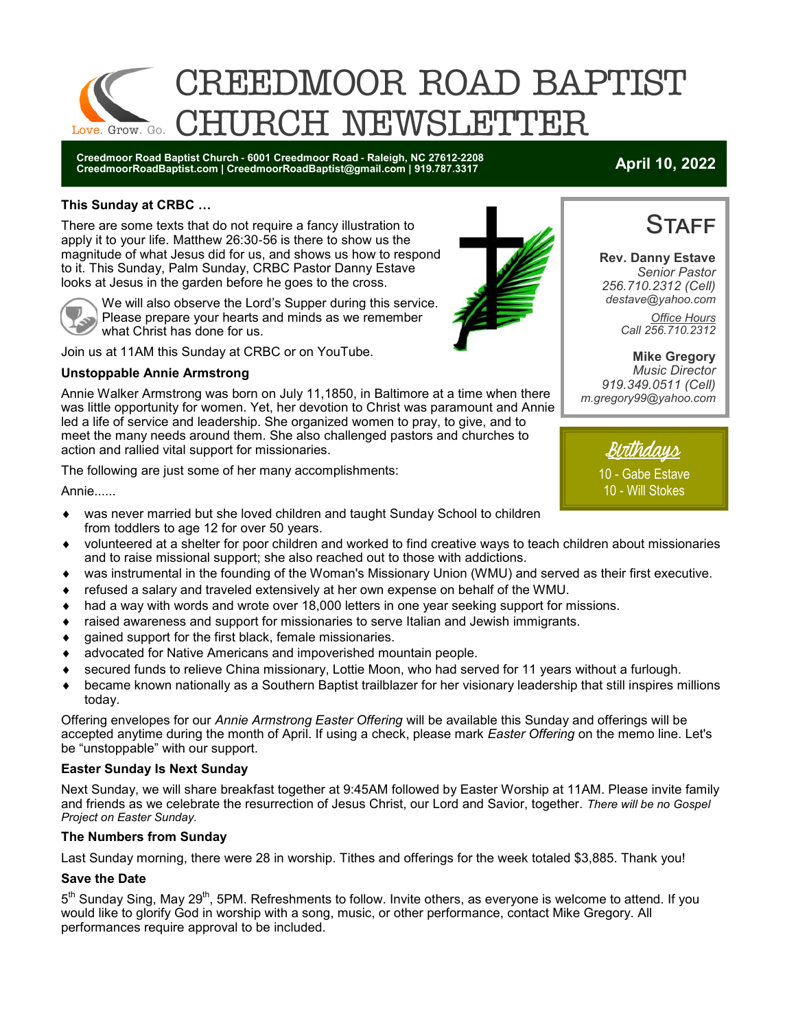# CREEDMOOR ROAD BAPTIST CHURCH NEWSLETTER

Love. Grow. Go.

**Creedmoor Road Baptist Church - 6001 Creedmoor Road - Raleigh, NC 27612-2208**
**CreedmoorRoadBaptist.com | CreedmoorRoadBaptist@gmail.com | 919.787.3317**

**April 10, 2022**

### This Sunday at CRBC …

There are some texts that do not require a fancy illustration to apply it to your life. Matthew 26:30-56 is there to show us the magnitude of what Jesus did for us, and shows us how to respond to it. This Sunday, Palm Sunday, CRBC Pastor Danny Estave looks at Jesus in the garden before he goes to the cross.

We will also observe the Lord's Supper during this service. Please prepare your hearts and minds as we remember what Christ has done for us.

Join us at 11AM this Sunday at CRBC or on YouTube.

### Unstoppable Annie Armstrong

Annie Walker Armstrong was born on July 11,1850, in Baltimore at a time when there was little opportunity for women. Yet, her devotion to Christ was paramount and Annie led a life of service and leadership. She organized women to pray, to give, and to meet the many needs around them. She also challenged pastors and churches to action and rallied vital support for missionaries.

The following are just some of her many accomplishments:

Annie......

- was never married but she loved children and taught Sunday School to children from toddlers to age 12 for over 50 years.
- volunteered at a shelter for poor children and worked to find creative ways to teach children about missionaries and to raise missional support; she also reached out to those with addictions.
- was instrumental in the founding of the Woman's Missionary Union (WMU) and served as their first executive.
- refused a salary and traveled extensively at her own expense on behalf of the WMU.
- had a way with words and wrote over 18,000 letters in one year seeking support for missions.
- raised awareness and support for missionaries to serve Italian and Jewish immigrants.
- gained support for the first black, female missionaries.
- advocated for Native Americans and impoverished mountain people.
- secured funds to relieve China missionary, Lottie Moon, who had served for 11 years without a furlough.
- became known nationally as a Southern Baptist trailblazer for her visionary leadership that still inspires millions today.

Offering envelopes for our *Annie Armstrong Easter Offering* will be available this Sunday and offerings will be accepted anytime during the month of April. If using a check, please mark *Easter Offering* on the memo line. Let's be "unstoppable" with our support.

### Easter Sunday Is Next Sunday

Next Sunday, we will share breakfast together at 9:45AM followed by Easter Worship at 11AM. Please invite family and friends as we celebrate the resurrection of Jesus Christ, our Lord and Savior, together. *There will be no Gospel Project on Easter Sunday.*

### The Numbers from Sunday

Last Sunday morning, there were 28 in worship. Tithes and offerings for the week totaled $3,885. Thank you!

### Save the Date

5th Sunday Sing, May 29th, 5PM. Refreshments to follow. Invite others, as everyone is welcome to attend. If you would like to glorify God in worship with a song, music, or other performance, contact Mike Gregory. All performances require approval to be included.

## Staff

**Rev. Danny Estave**
*Senior Pastor*
*256.710.2312 (Cell)*
*destave@yahoo.com*

*Office Hours*
*Call 256.710.2312*

**Mike Gregory**
*Music Director*
*919.349.0511 (Cell)*
*m.gregory99@yahoo.com*

## Birthdays

10 - Gabe Estave
10 - Will Stokes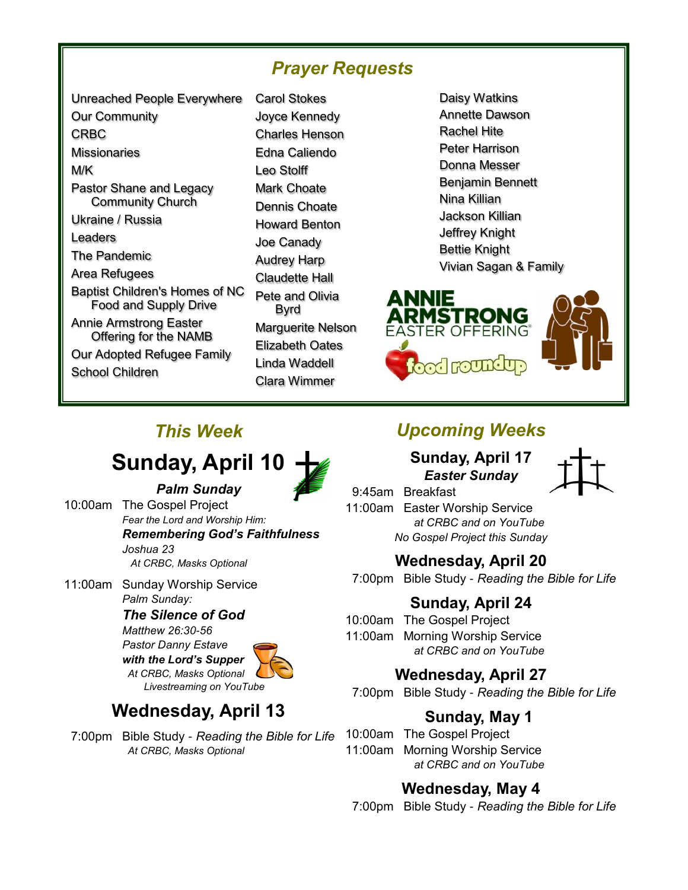## Prayer Requests

Unreached People Everywhere
Our Community
CRBC
Missionaries
M/K
Pastor Shane and Legacy Community Church
Ukraine / Russia
Leaders
The Pandemic
Area Refugees
Baptist Children's Homes of NC Food and Supply Drive
Annie Armstrong Easter Offering for the NAMB
Our Adopted Refugee Family
School Children

Carol Stokes
Joyce Kennedy
Charles Henson
Edna Caliendo
Leo Stolff
Mark Choate
Dennis Choate
Howard Benton
Joe Canady
Audrey Harp
Claudette Hall
Pete and Olivia Byrd
Marguerite Nelson
Elizabeth Oates
Linda Waddell
Clara Wimmer

Daisy Watkins
Annette Dawson
Rachel Hite
Peter Harrison
Donna Messer
Benjamin Bennett
Nina Killian
Jackson Killian
Jeffrey Knight
Bettie Knight
Vivian Sagan & Family

ANNIE ARMSTRONG EASTER OFFERING

food roundup

## This Week

### Sunday, April 10

***Palm Sunday***

10:00am The Gospel Project
*Fear the Lord and Worship Him:*
***Remembering God's Faithfulness***
*Joshua 23*
*At CRBC, Masks Optional*

11:00am Sunday Worship Service
*Palm Sunday:*
***The Silence of God***
*Matthew 26:30-56*
*Pastor Danny Estave*
***with the Lord's Supper***
*At CRBC, Masks Optional*
*Livestreaming on YouTube*

### Wednesday, April 13

7:00pm Bible Study - *Reading the Bible for Life*
*At CRBC, Masks Optional*

## Upcoming Weeks

### Sunday, April 17
***Easter Sunday***

9:45am Breakfast
11:00am Easter Worship Service
*at CRBC and on YouTube*
*No Gospel Project this Sunday*

### Wednesday, April 20

7:00pm Bible Study - *Reading the Bible for Life*

### Sunday, April 24

10:00am The Gospel Project
11:00am Morning Worship Service
*at CRBC and on YouTube*

### Wednesday, April 27

7:00pm Bible Study - *Reading the Bible for Life*

### Sunday, May 1

10:00am The Gospel Project
11:00am Morning Worship Service
*at CRBC and on YouTube*

### Wednesday, May 4

7:00pm Bible Study - *Reading the Bible for Life*